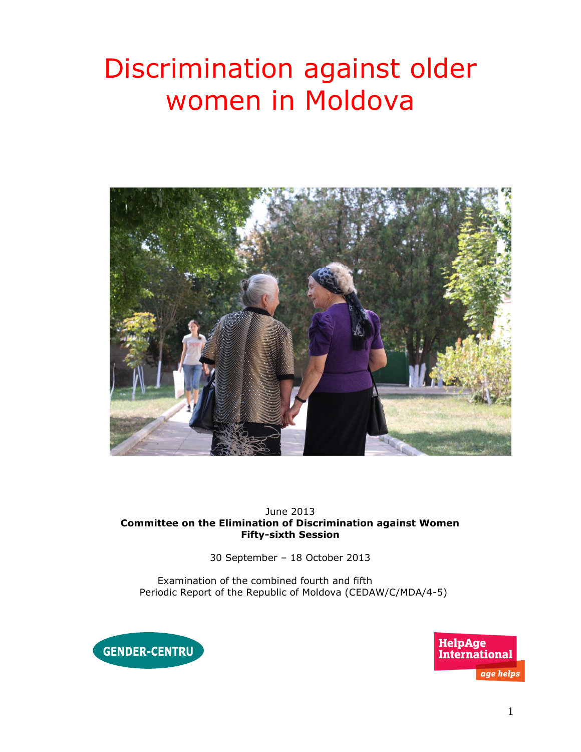# Discrimination against older women in Moldova

June 2013
**Committee on the Elimination of Discrimination against Women**
**Fifty-sixth Session**

30 September – 18 October 2013

Examination of the combined fourth and fifth
Periodic Report of the Republic of Moldova (CEDAW/C/MDA/4-5)

GENDER-CENTRU

HelpAge International
age helps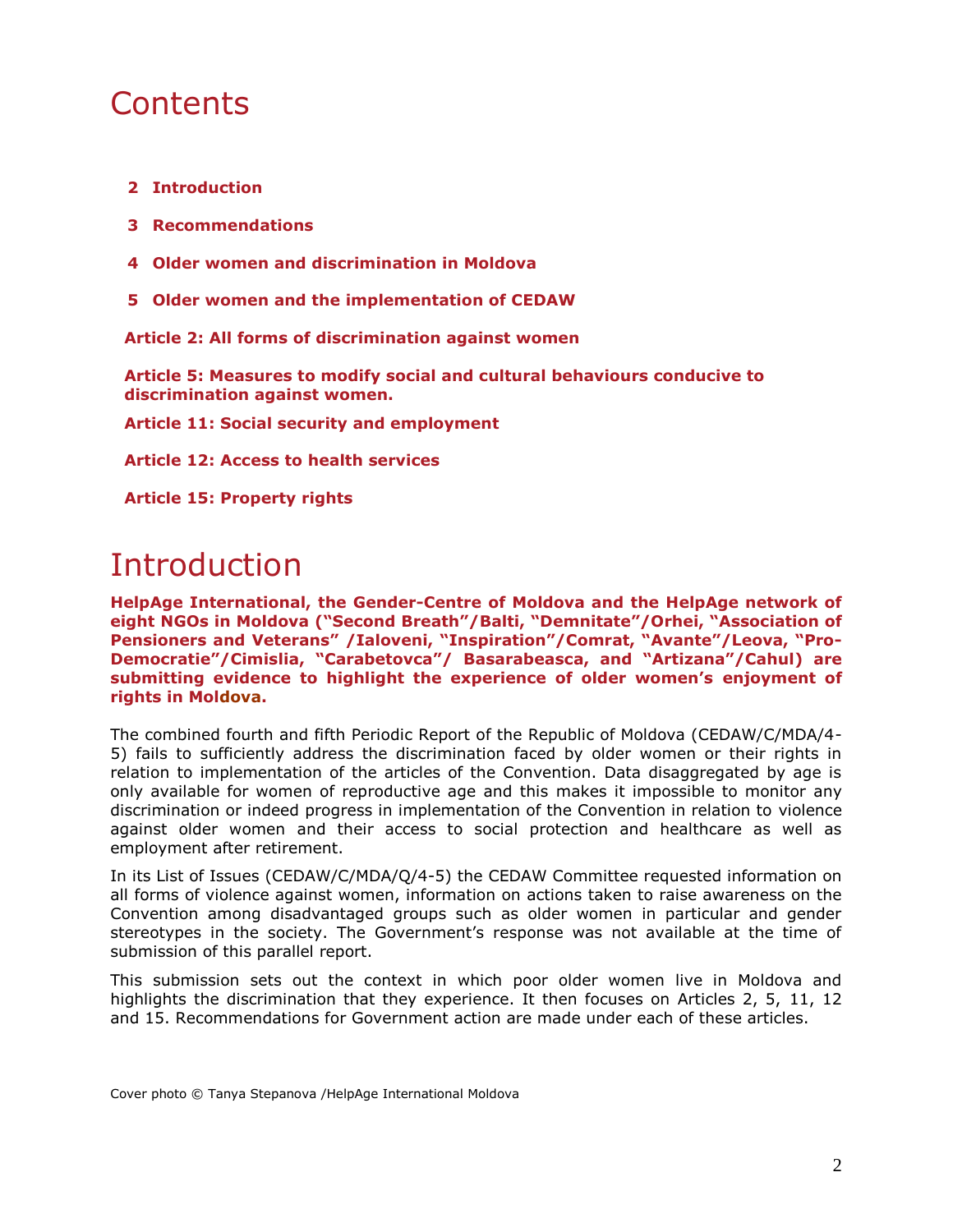# Contents

2 **Introduction**

3 **Recommendations**

4 **Older women and discrimination in Moldova**

5 **Older women and the implementation of CEDAW**

**Article 2: All forms of discrimination against women**

**Article 5: Measures to modify social and cultural behaviours conducive to discrimination against women.**

**Article 11: Social security and employment**

**Article 12: Access to health services**

**Article 15: Property rights**

# Introduction

**HelpAge International, the Gender-Centre of Moldova and the HelpAge network of eight NGOs in Moldova ("Second Breath"/Balti, "Demnitate"/Orhei, "Association of Pensioners and Veterans" /Ialoveni, "Inspiration"/Comrat, "Avante"/Leova, "Pro-Democratie"/Cimislia, "Carabetovca"/ Basarabeasca, and "Artizana"/Cahul) are submitting evidence to highlight the experience of older women's enjoyment of rights in Moldova.**

The combined fourth and fifth Periodic Report of the Republic of Moldova (CEDAW/C/MDA/4-5) fails to sufficiently address the discrimination faced by older women or their rights in relation to implementation of the articles of the Convention. Data disaggregated by age is only available for women of reproductive age and this makes it impossible to monitor any discrimination or indeed progress in implementation of the Convention in relation to violence against older women and their access to social protection and healthcare as well as employment after retirement.

In its List of Issues (CEDAW/C/MDA/Q/4-5) the CEDAW Committee requested information on all forms of violence against women, information on actions taken to raise awareness on the Convention among disadvantaged groups such as older women in particular and gender stereotypes in the society. The Government's response was not available at the time of submission of this parallel report.

This submission sets out the context in which poor older women live in Moldova and highlights the discrimination that they experience. It then focuses on Articles 2, 5, 11, 12 and 15. Recommendations for Government action are made under each of these articles.

Cover photo © Tanya Stepanova /HelpAge International Moldova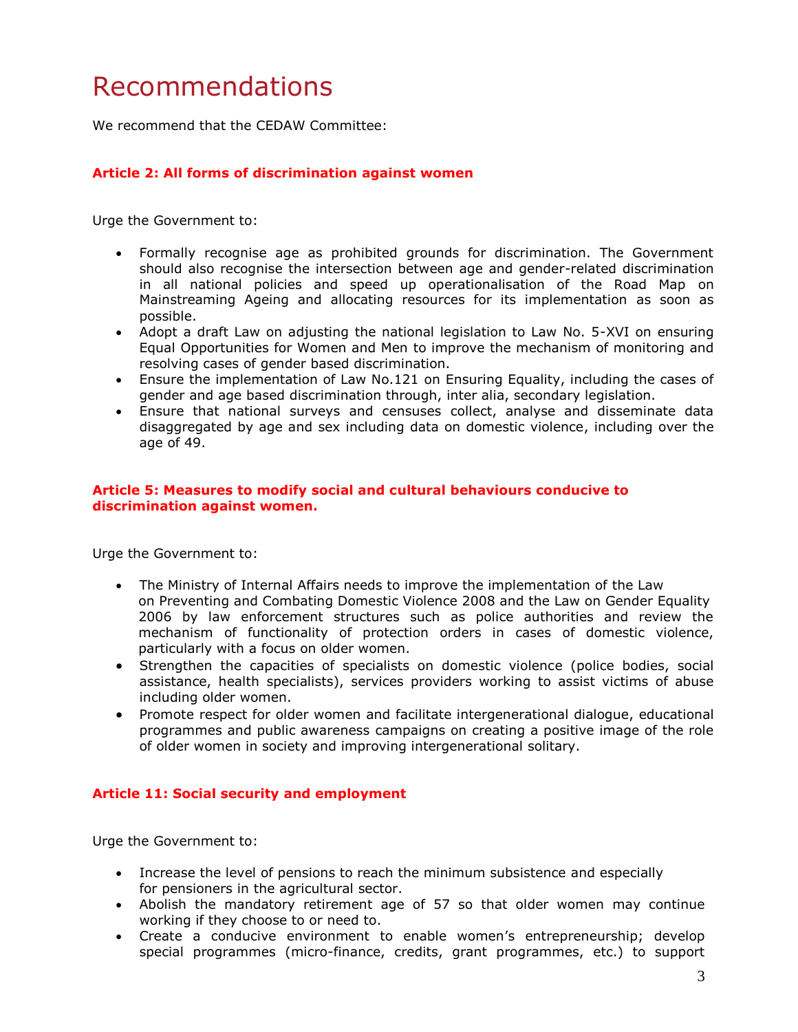# Recommendations

We recommend that the CEDAW Committee:

### Article 2: All forms of discrimination against women

Urge the Government to:

- Formally recognise age as prohibited grounds for discrimination. The Government should also recognise the intersection between age and gender-related discrimination in all national policies and speed up operationalisation of the Road Map on Mainstreaming Ageing and allocating resources for its implementation as soon as possible.
- Adopt a draft Law on adjusting the national legislation to Law No. 5-XVI on ensuring Equal Opportunities for Women and Men to improve the mechanism of monitoring and resolving cases of gender based discrimination.
- Ensure the implementation of Law No.121 on Ensuring Equality, including the cases of gender and age based discrimination through, inter alia, secondary legislation.
- Ensure that national surveys and censuses collect, analyse and disseminate data disaggregated by age and sex including data on domestic violence, including over the age of 49.

### Article 5: Measures to modify social and cultural behaviours conducive to discrimination against women.

Urge the Government to:

- The Ministry of Internal Affairs needs to improve the implementation of the Law on Preventing and Combating Domestic Violence 2008 and the Law on Gender Equality 2006 by law enforcement structures such as police authorities and review the mechanism of functionality of protection orders in cases of domestic violence, particularly with a focus on older women.
- Strengthen the capacities of specialists on domestic violence (police bodies, social assistance, health specialists), services providers working to assist victims of abuse including older women.
- Promote respect for older women and facilitate intergenerational dialogue, educational programmes and public awareness campaigns on creating a positive image of the role of older women in society and improving intergenerational solitary.

### Article 11: Social security and employment

Urge the Government to:

- Increase the level of pensions to reach the minimum subsistence and especially for pensioners in the agricultural sector.
- Abolish the mandatory retirement age of 57 so that older women may continue working if they choose to or need to.
- Create a conducive environment to enable women's entrepreneurship; develop special programmes (micro-finance, credits, grant programmes, etc.) to support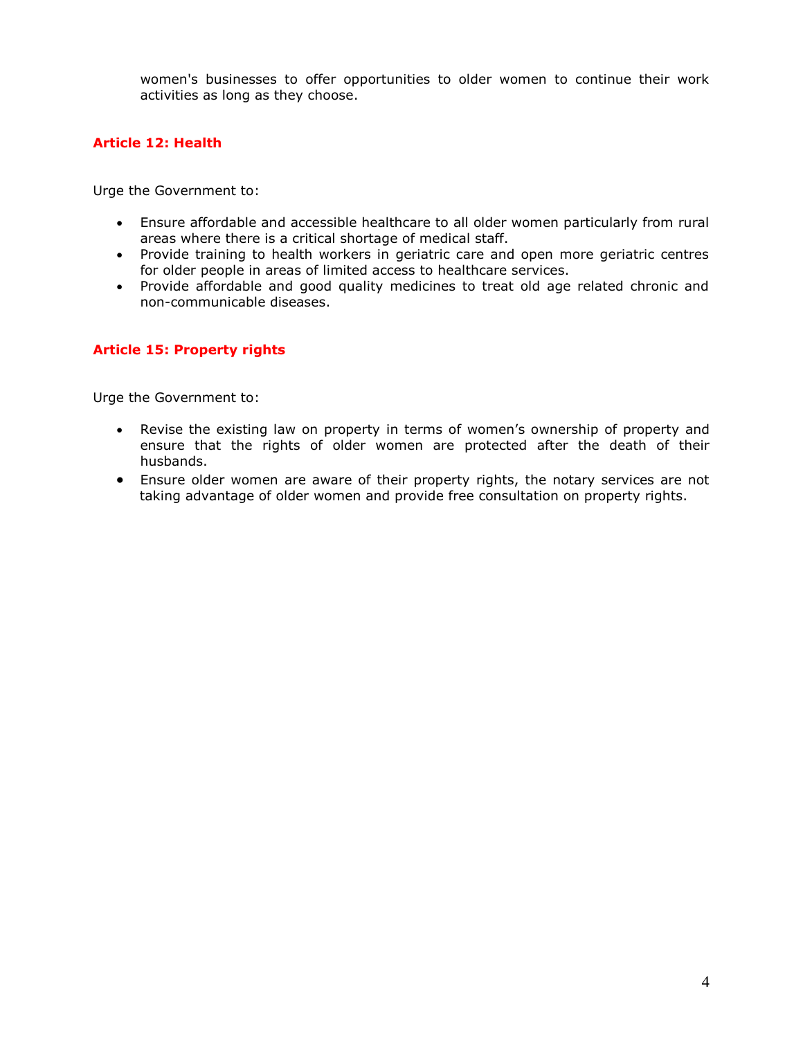women's businesses to offer opportunities to older women to continue their work activities as long as they choose.

### Article 12: Health

Urge the Government to:

- Ensure affordable and accessible healthcare to all older women particularly from rural areas where there is a critical shortage of medical staff.
- Provide training to health workers in geriatric care and open more geriatric centres for older people in areas of limited access to healthcare services.
- Provide affordable and good quality medicines to treat old age related chronic and non-communicable diseases.

### Article 15: Property rights

Urge the Government to:

- Revise the existing law on property in terms of women's ownership of property and ensure that the rights of older women are protected after the death of their husbands.
- Ensure older women are aware of their property rights, the notary services are not taking advantage of older women and provide free consultation on property rights.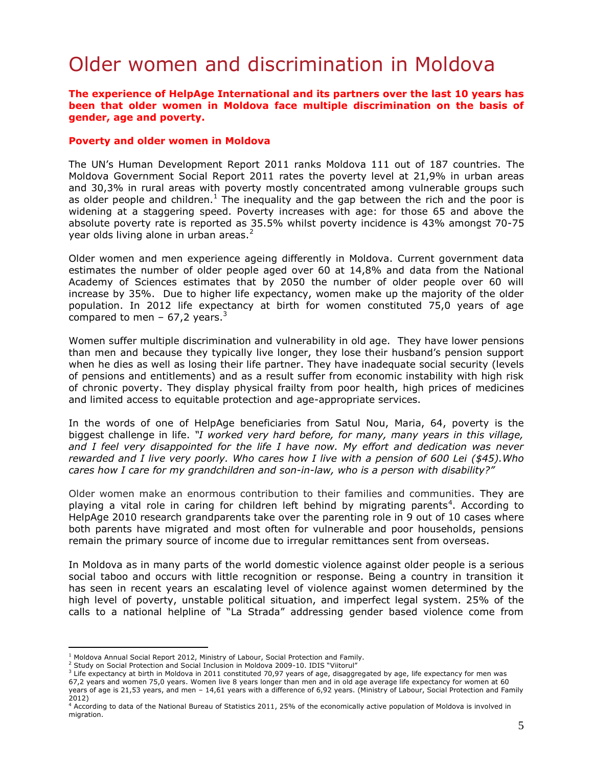# Older women and discrimination in Moldova

**The experience of HelpAge International and its partners over the last 10 years has been that older women in Moldova face multiple discrimination on the basis of gender, age and poverty.**

**Poverty and older women in Moldova**

The UN's Human Development Report 2011 ranks Moldova 111 out of 187 countries. The Moldova Government Social Report 2011 rates the poverty level at 21,9% in urban areas and 30,3% in rural areas with poverty mostly concentrated among vulnerable groups such as older people and children.[1] The inequality and the gap between the rich and the poor is widening at a staggering speed. Poverty increases with age: for those 65 and above the absolute poverty rate is reported as 35.5% whilst poverty incidence is 43% amongst 70-75 year olds living alone in urban areas.[2]

Older women and men experience ageing differently in Moldova. Current government data estimates the number of older people aged over 60 at 14,8% and data from the National Academy of Sciences estimates that by 2050 the number of older people over 60 will increase by 35%. Due to higher life expectancy, women make up the majority of the older population. In 2012 life expectancy at birth for women constituted 75,0 years of age compared to men – 67,2 years.[3]

Women suffer multiple discrimination and vulnerability in old age. They have lower pensions than men and because they typically live longer, they lose their husband's pension support when he dies as well as losing their life partner. They have inadequate social security (levels of pensions and entitlements) and as a result suffer from economic instability with high risk of chronic poverty. They display physical frailty from poor health, high prices of medicines and limited access to equitable protection and age-appropriate services.

In the words of one of HelpAge beneficiaries from Satul Nou, Maria, 64, poverty is the biggest challenge in life. *"I worked very hard before, for many, many years in this village, and I feel very disappointed for the life I have now. My effort and dedication was never rewarded and I live very poorly. Who cares how I live with a pension of 600 Lei ($45).Who cares how I care for my grandchildren and son-in-law, who is a person with disability?"*

Older women make an enormous contribution to their families and communities. They are playing a vital role in caring for children left behind by migrating parents[4]. According to HelpAge 2010 research grandparents take over the parenting role in 9 out of 10 cases where both parents have migrated and most often for vulnerable and poor households, pensions remain the primary source of income due to irregular remittances sent from overseas.

In Moldova as in many parts of the world domestic violence against older people is a serious social taboo and occurs with little recognition or response. Being a country in transition it has seen in recent years an escalating level of violence against women determined by the high level of poverty, unstable political situation, and imperfect legal system. 25% of the calls to a national helpline of "La Strada" addressing gender based violence come from

---

[1] Moldova Annual Social Report 2012, Ministry of Labour, Social Protection and Family.

[2] Study on Social Protection and Social Inclusion in Moldova 2009-10. IDIS "Viitorul"

[3] Life expectancy at birth in Moldova in 2011 constituted 70,97 years of age, disaggregated by age, life expectancy for men was 67,2 years and women 75,0 years. Women live 8 years longer than men and in old age average life expectancy for women at 60 years of age is 21,53 years, and men – 14,61 years with a difference of 6,92 years. (Ministry of Labour, Social Protection and Family 2012)

[4] According to data of the National Bureau of Statistics 2011, 25% of the economically active population of Moldova is involved in migration.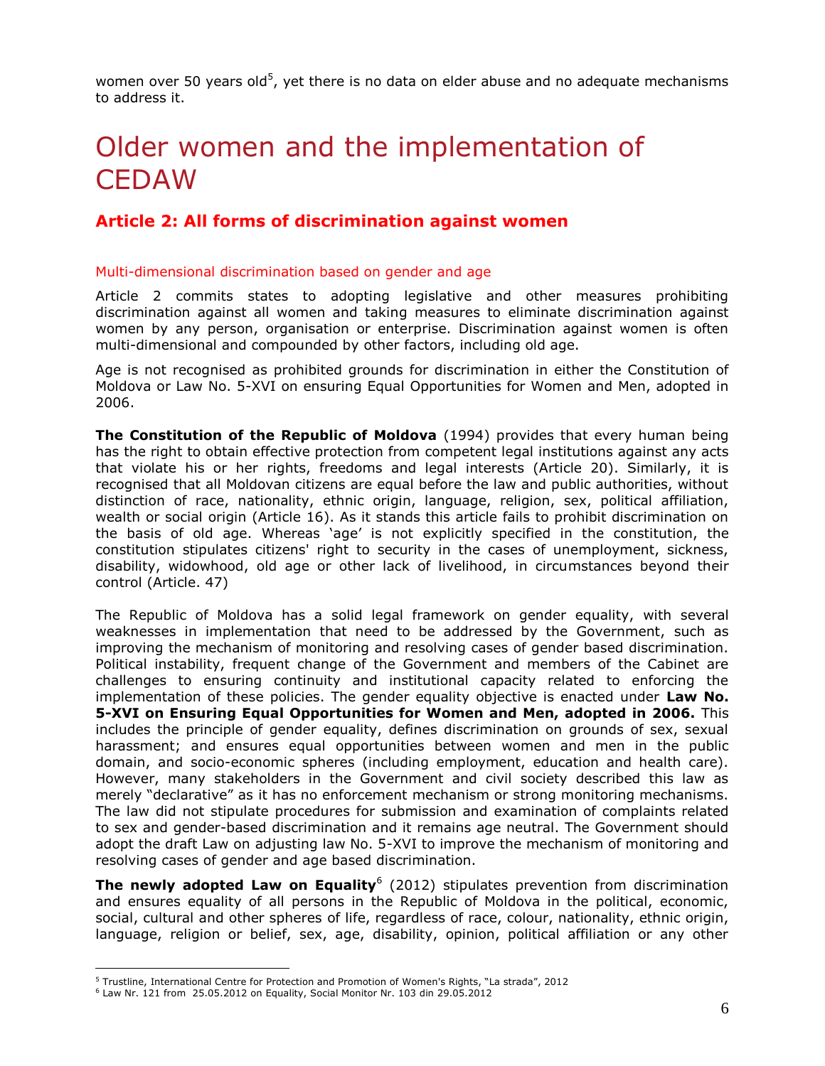women over 50 years old[5], yet there is no data on elder abuse and no adequate mechanisms to address it.

# Older women and the implementation of CEDAW

## Article 2: All forms of discrimination against women

### Multi-dimensional discrimination based on gender and age

Article 2 commits states to adopting legislative and other measures prohibiting discrimination against all women and taking measures to eliminate discrimination against women by any person, organisation or enterprise. Discrimination against women is often multi-dimensional and compounded by other factors, including old age.

Age is not recognised as prohibited grounds for discrimination in either the Constitution of Moldova or Law No. 5-XVI on ensuring Equal Opportunities for Women and Men, adopted in 2006.

**The Constitution of the Republic of Moldova** (1994) provides that every human being has the right to obtain effective protection from competent legal institutions against any acts that violate his or her rights, freedoms and legal interests (Article 20). Similarly, it is recognised that all Moldovan citizens are equal before the law and public authorities, without distinction of race, nationality, ethnic origin, language, religion, sex, political affiliation, wealth or social origin (Article 16). As it stands this article fails to prohibit discrimination on the basis of old age. Whereas 'age' is not explicitly specified in the constitution, the constitution stipulates citizens' right to security in the cases of unemployment, sickness, disability, widowhood, old age or other lack of livelihood, in circumstances beyond their control (Article. 47)

The Republic of Moldova has a solid legal framework on gender equality, with several weaknesses in implementation that need to be addressed by the Government, such as improving the mechanism of monitoring and resolving cases of gender based discrimination. Political instability, frequent change of the Government and members of the Cabinet are challenges to ensuring continuity and institutional capacity related to enforcing the implementation of these policies. The gender equality objective is enacted under **Law No. 5-XVI on Ensuring Equal Opportunities for Women and Men, adopted in 2006.** This includes the principle of gender equality, defines discrimination on grounds of sex, sexual harassment; and ensures equal opportunities between women and men in the public domain, and socio-economic spheres (including employment, education and health care). However, many stakeholders in the Government and civil society described this law as merely "declarative" as it has no enforcement mechanism or strong monitoring mechanisms. The law did not stipulate procedures for submission and examination of complaints related to sex and gender-based discrimination and it remains age neutral. The Government should adopt the draft Law on adjusting law No. 5-XVI to improve the mechanism of monitoring and resolving cases of gender and age based discrimination.

**The newly adopted Law on Equality**[6] (2012) stipulates prevention from discrimination and ensures equality of all persons in the Republic of Moldova in the political, economic, social, cultural and other spheres of life, regardless of race, colour, nationality, ethnic origin, language, religion or belief, sex, age, disability, opinion, political affiliation or any other

[5] Trustline, International Centre for Protection and Promotion of Women's Rights, "La strada", 2012

[6] Law Nr. 121 from 25.05.2012 on Equality, Social Monitor Nr. 103 din 29.05.2012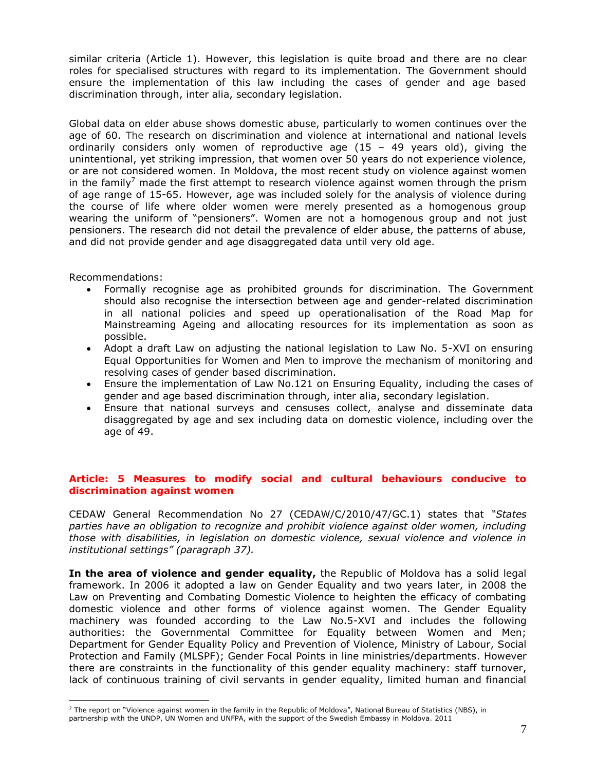similar criteria (Article 1). However, this legislation is quite broad and there are no clear roles for specialised structures with regard to its implementation. The Government should ensure the implementation of this law including the cases of gender and age based discrimination through, inter alia, secondary legislation.

Global data on elder abuse shows domestic abuse, particularly to women continues over the age of 60. The research on discrimination and violence at international and national levels ordinarily considers only women of reproductive age (15 – 49 years old), giving the unintentional, yet striking impression, that women over 50 years do not experience violence, or are not considered women. In Moldova, the most recent study on violence against women in the family[7] made the first attempt to research violence against women through the prism of age range of 15-65. However, age was included solely for the analysis of violence during the course of life where older women were merely presented as a homogenous group wearing the uniform of "pensioners". Women are not a homogenous group and not just pensioners. The research did not detail the prevalence of elder abuse, the patterns of abuse, and did not provide gender and age disaggregated data until very old age.

Recommendations:

- Formally recognise age as prohibited grounds for discrimination. The Government should also recognise the intersection between age and gender-related discrimination in all national policies and speed up operationalisation of the Road Map for Mainstreaming Ageing and allocating resources for its implementation as soon as possible.
- Adopt a draft Law on adjusting the national legislation to Law No. 5-XVI on ensuring Equal Opportunities for Women and Men to improve the mechanism of monitoring and resolving cases of gender based discrimination.
- Ensure the implementation of Law No.121 on Ensuring Equality, including the cases of gender and age based discrimination through, inter alia, secondary legislation.
- Ensure that national surveys and censuses collect, analyse and disseminate data disaggregated by age and sex including data on domestic violence, including over the age of 49.

## Article: 5 Measures to modify social and cultural behaviours conducive to discrimination against women

CEDAW General Recommendation No 27 (CEDAW/C/2010/47/GC.1) states that *"States parties have an obligation to recognize and prohibit violence against older women, including those with disabilities, in legislation on domestic violence, sexual violence and violence in institutional settings" (paragraph 37).*

**In the area of violence and gender equality,** the Republic of Moldova has a solid legal framework. In 2006 it adopted a law on Gender Equality and two years later, in 2008 the Law on Preventing and Combating Domestic Violence to heighten the efficacy of combating domestic violence and other forms of violence against women. The Gender Equality machinery was founded according to the Law No.5-XVI and includes the following authorities: the Governmental Committee for Equality between Women and Men; Department for Gender Equality Policy and Prevention of Violence, Ministry of Labour, Social Protection and Family (MLSPF); Gender Focal Points in line ministries/departments. However there are constraints in the functionality of this gender equality machinery: staff turnover, lack of continuous training of civil servants in gender equality, limited human and financial

[7] The report on "Violence against women in the family in the Republic of Moldova", National Bureau of Statistics (NBS), in partnership with the UNDP, UN Women and UNFPA, with the support of the Swedish Embassy in Moldova. 2011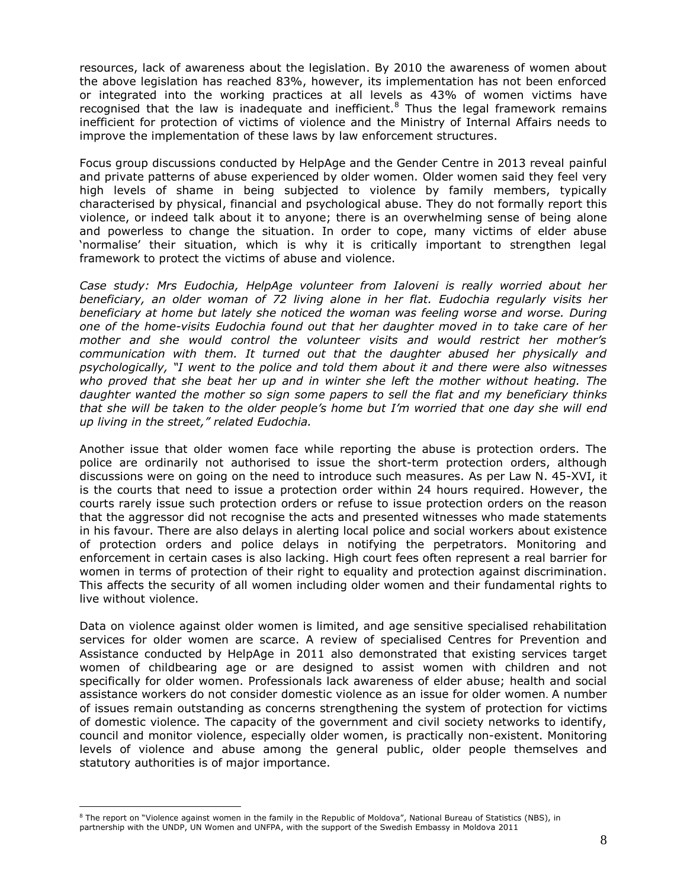resources, lack of awareness about the legislation. By 2010 the awareness of women about the above legislation has reached 83%, however, its implementation has not been enforced or integrated into the working practices at all levels as 43% of women victims have recognised that the law is inadequate and inefficient.[8] Thus the legal framework remains inefficient for protection of victims of violence and the Ministry of Internal Affairs needs to improve the implementation of these laws by law enforcement structures.

Focus group discussions conducted by HelpAge and the Gender Centre in 2013 reveal painful and private patterns of abuse experienced by older women. Older women said they feel very high levels of shame in being subjected to violence by family members, typically characterised by physical, financial and psychological abuse. They do not formally report this violence, or indeed talk about it to anyone; there is an overwhelming sense of being alone and powerless to change the situation. In order to cope, many victims of elder abuse 'normalise' their situation, which is why it is critically important to strengthen legal framework to protect the victims of abuse and violence.

*Case study: Mrs Eudochia, HelpAge volunteer from Ialoveni is really worried about her beneficiary, an older woman of 72 living alone in her flat. Eudochia regularly visits her beneficiary at home but lately she noticed the woman was feeling worse and worse. During one of the home-visits Eudochia found out that her daughter moved in to take care of her mother and she would control the volunteer visits and would restrict her mother's communication with them. It turned out that the daughter abused her physically and psychologically, "I went to the police and told them about it and there were also witnesses who proved that she beat her up and in winter she left the mother without heating. The daughter wanted the mother so sign some papers to sell the flat and my beneficiary thinks that she will be taken to the older people's home but I'm worried that one day she will end up living in the street," related Eudochia.*

Another issue that older women face while reporting the abuse is protection orders. The police are ordinarily not authorised to issue the short-term protection orders, although discussions were on going on the need to introduce such measures. As per Law N. 45-XVI, it is the courts that need to issue a protection order within 24 hours required. However, the courts rarely issue such protection orders or refuse to issue protection orders on the reason that the aggressor did not recognise the acts and presented witnesses who made statements in his favour. There are also delays in alerting local police and social workers about existence of protection orders and police delays in notifying the perpetrators. Monitoring and enforcement in certain cases is also lacking. High court fees often represent a real barrier for women in terms of protection of their right to equality and protection against discrimination. This affects the security of all women including older women and their fundamental rights to live without violence.

Data on violence against older women is limited, and age sensitive specialised rehabilitation services for older women are scarce. A review of specialised Centres for Prevention and Assistance conducted by HelpAge in 2011 also demonstrated that existing services target women of childbearing age or are designed to assist women with children and not specifically for older women. Professionals lack awareness of elder abuse; health and social assistance workers do not consider domestic violence as an issue for older women. A number of issues remain outstanding as concerns strengthening the system of protection for victims of domestic violence. The capacity of the government and civil society networks to identify, council and monitor violence, especially older women, is practically non-existent. Monitoring levels of violence and abuse among the general public, older people themselves and statutory authorities is of major importance.

[8] The report on "Violence against women in the family in the Republic of Moldova", National Bureau of Statistics (NBS), in partnership with the UNDP, UN Women and UNFPA, with the support of the Swedish Embassy in Moldova 2011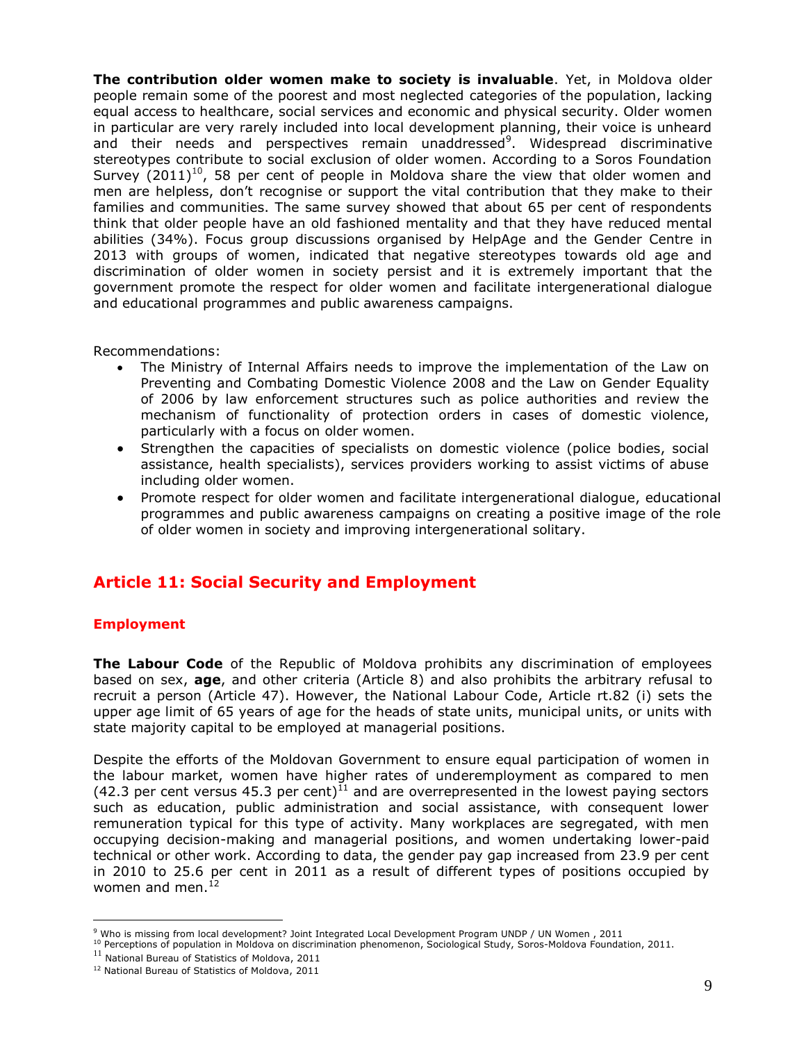**The contribution older women make to society is invaluable**. Yet, in Moldova older people remain some of the poorest and most neglected categories of the population, lacking equal access to healthcare, social services and economic and physical security. Older women in particular are very rarely included into local development planning, their voice is unheard and their needs and perspectives remain unaddressed[9]. Widespread discriminative stereotypes contribute to social exclusion of older women. According to a Soros Foundation Survey (2011)[10], 58 per cent of people in Moldova share the view that older women and men are helpless, don't recognise or support the vital contribution that they make to their families and communities. The same survey showed that about 65 per cent of respondents think that older people have an old fashioned mentality and that they have reduced mental abilities (34%). Focus group discussions organised by HelpAge and the Gender Centre in 2013 with groups of women, indicated that negative stereotypes towards old age and discrimination of older women in society persist and it is extremely important that the government promote the respect for older women and facilitate intergenerational dialogue and educational programmes and public awareness campaigns.

Recommendations:

- The Ministry of Internal Affairs needs to improve the implementation of the Law on Preventing and Combating Domestic Violence 2008 and the Law on Gender Equality of 2006 by law enforcement structures such as police authorities and review the mechanism of functionality of protection orders in cases of domestic violence, particularly with a focus on older women.
- Strengthen the capacities of specialists on domestic violence (police bodies, social assistance, health specialists), services providers working to assist victims of abuse including older women.
- Promote respect for older women and facilitate intergenerational dialogue, educational programmes and public awareness campaigns on creating a positive image of the role of older women in society and improving intergenerational solitary.

## Article 11: Social Security and Employment

### Employment

**The Labour Code** of the Republic of Moldova prohibits any discrimination of employees based on sex, **age**, and other criteria (Article 8) and also prohibits the arbitrary refusal to recruit a person (Article 47). However, the National Labour Code, Article rt.82 (i) sets the upper age limit of 65 years of age for the heads of state units, municipal units, or units with state majority capital to be employed at managerial positions.

Despite the efforts of the Moldovan Government to ensure equal participation of women in the labour market, women have higher rates of underemployment as compared to men (42.3 per cent versus 45.3 per cent)[11] and are overrepresented in the lowest paying sectors such as education, public administration and social assistance, with consequent lower remuneration typical for this type of activity. Many workplaces are segregated, with men occupying decision-making and managerial positions, and women undertaking lower-paid technical or other work. According to data, the gender pay gap increased from 23.9 per cent in 2010 to 25.6 per cent in 2011 as a result of different types of positions occupied by women and men.[12]

---

[9] Who is missing from local development? Joint Integrated Local Development Program UNDP / UN Women , 2011

[10] Perceptions of population in Moldova on discrimination phenomenon, Sociological Study, Soros-Moldova Foundation, 2011.

[11] National Bureau of Statistics of Moldova, 2011

[12] National Bureau of Statistics of Moldova, 2011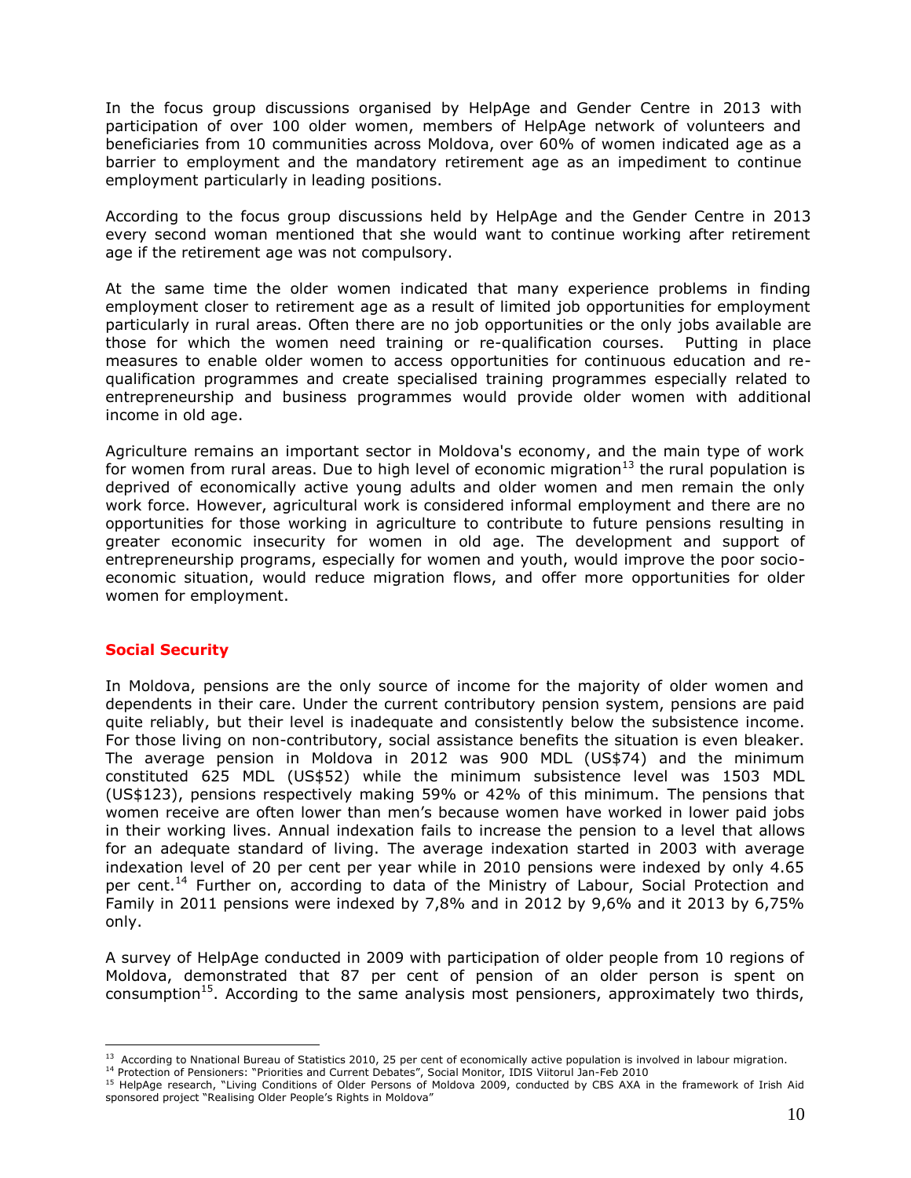In the focus group discussions organised by HelpAge and Gender Centre in 2013 with participation of over 100 older women, members of HelpAge network of volunteers and beneficiaries from 10 communities across Moldova, over 60% of women indicated age as a barrier to employment and the mandatory retirement age as an impediment to continue employment particularly in leading positions.

According to the focus group discussions held by HelpAge and the Gender Centre in 2013 every second woman mentioned that she would want to continue working after retirement age if the retirement age was not compulsory.

At the same time the older women indicated that many experience problems in finding employment closer to retirement age as a result of limited job opportunities for employment particularly in rural areas. Often there are no job opportunities or the only jobs available are those for which the women need training or re-qualification courses. Putting in place measures to enable older women to access opportunities for continuous education and re-qualification programmes and create specialised training programmes especially related to entrepreneurship and business programmes would provide older women with additional income in old age.

Agriculture remains an important sector in Moldova's economy, and the main type of work for women from rural areas. Due to high level of economic migration[13] the rural population is deprived of economically active young adults and older women and men remain the only work force. However, agricultural work is considered informal employment and there are no opportunities for those working in agriculture to contribute to future pensions resulting in greater economic insecurity for women in old age. The development and support of entrepreneurship programs, especially for women and youth, would improve the poor socio-economic situation, would reduce migration flows, and offer more opportunities for older women for employment.

## Social Security

In Moldova, pensions are the only source of income for the majority of older women and dependents in their care. Under the current contributory pension system, pensions are paid quite reliably, but their level is inadequate and consistently below the subsistence income. For those living on non-contributory, social assistance benefits the situation is even bleaker. The average pension in Moldova in 2012 was 900 MDL (US$74) and the minimum constituted 625 MDL (US$52) while the minimum subsistence level was 1503 MDL (US$123), pensions respectively making 59% or 42% of this minimum. The pensions that women receive are often lower than men's because women have worked in lower paid jobs in their working lives. Annual indexation fails to increase the pension to a level that allows for an adequate standard of living. The average indexation started in 2003 with average indexation level of 20 per cent per year while in 2010 pensions were indexed by only 4.65 per cent.[14] Further on, according to data of the Ministry of Labour, Social Protection and Family in 2011 pensions were indexed by 7,8% and in 2012 by 9,6% and it 2013 by 6,75% only.

A survey of HelpAge conducted in 2009 with participation of older people from 10 regions of Moldova, demonstrated that 87 per cent of pension of an older person is spent on consumption[15]. According to the same analysis most pensioners, approximately two thirds,

---

[13] According to Nnational Bureau of Statistics 2010, 25 per cent of economically active population is involved in labour migration.

[14] Protection of Pensioners: "Priorities and Current Debates", Social Monitor, IDIS Viitorul Jan-Feb 2010

[15] HelpAge research, "Living Conditions of Older Persons of Moldova 2009, conducted by CBS AXA in the framework of Irish Aid sponsored project "Realising Older People's Rights in Moldova"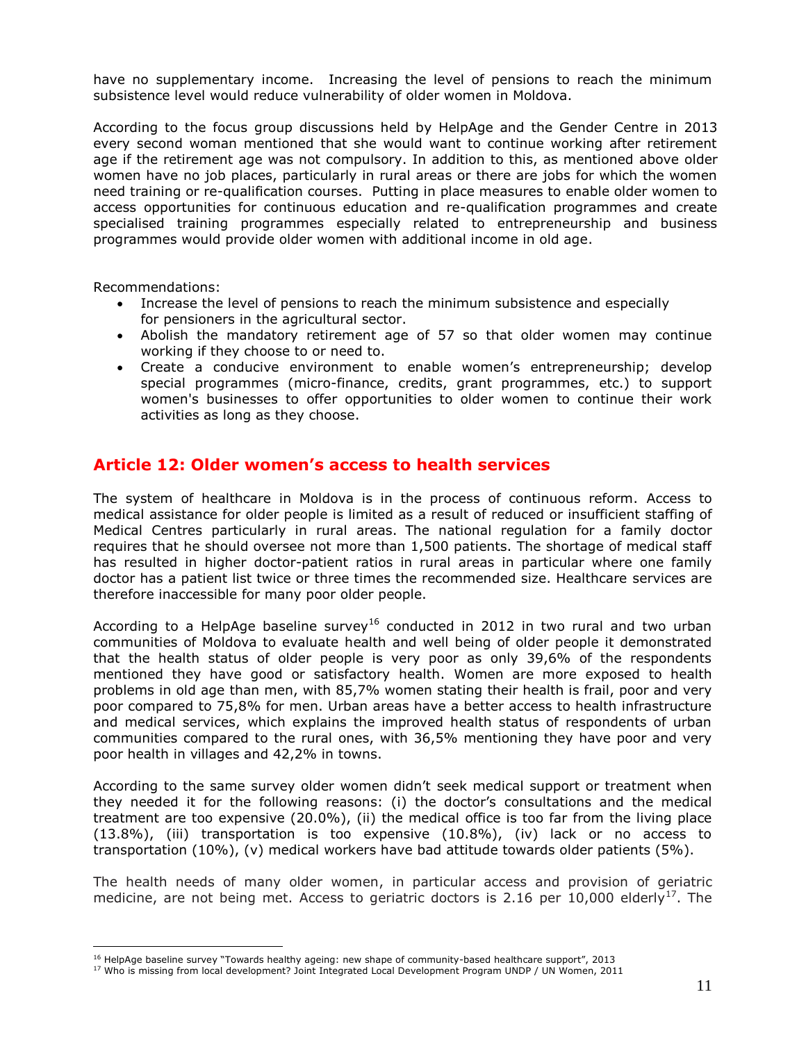have no supplementary income. Increasing the level of pensions to reach the minimum subsistence level would reduce vulnerability of older women in Moldova.

According to the focus group discussions held by HelpAge and the Gender Centre in 2013 every second woman mentioned that she would want to continue working after retirement age if the retirement age was not compulsory. In addition to this, as mentioned above older women have no job places, particularly in rural areas or there are jobs for which the women need training or re-qualification courses. Putting in place measures to enable older women to access opportunities for continuous education and re-qualification programmes and create specialised training programmes especially related to entrepreneurship and business programmes would provide older women with additional income in old age.

Recommendations:

- Increase the level of pensions to reach the minimum subsistence and especially for pensioners in the agricultural sector.
- Abolish the mandatory retirement age of 57 so that older women may continue working if they choose to or need to.
- Create a conducive environment to enable women's entrepreneurship; develop special programmes (micro-finance, credits, grant programmes, etc.) to support women's businesses to offer opportunities to older women to continue their work activities as long as they choose.

## Article 12: Older women's access to health services

The system of healthcare in Moldova is in the process of continuous reform. Access to medical assistance for older people is limited as a result of reduced or insufficient staffing of Medical Centres particularly in rural areas. The national regulation for a family doctor requires that he should oversee not more than 1,500 patients. The shortage of medical staff has resulted in higher doctor-patient ratios in rural areas in particular where one family doctor has a patient list twice or three times the recommended size. Healthcare services are therefore inaccessible for many poor older people.

According to a HelpAge baseline survey[16] conducted in 2012 in two rural and two urban communities of Moldova to evaluate health and well being of older people it demonstrated that the health status of older people is very poor as only 39,6% of the respondents mentioned they have good or satisfactory health. Women are more exposed to health problems in old age than men, with 85,7% women stating their health is frail, poor and very poor compared to 75,8% for men. Urban areas have a better access to health infrastructure and medical services, which explains the improved health status of respondents of urban communities compared to the rural ones, with 36,5% mentioning they have poor and very poor health in villages and 42,2% in towns.

According to the same survey older women didn't seek medical support or treatment when they needed it for the following reasons: (i) the doctor's consultations and the medical treatment are too expensive (20.0%), (ii) the medical office is too far from the living place (13.8%), (iii) transportation is too expensive (10.8%), (iv) lack or no access to transportation (10%), (v) medical workers have bad attitude towards older patients (5%).

The health needs of many older women, in particular access and provision of geriatric medicine, are not being met. Access to geriatric doctors is 2.16 per 10,000 elderly[17]. The

---

[16] HelpAge baseline survey "Towards healthy ageing: new shape of community-based healthcare support", 2013

[17] Who is missing from local development? Joint Integrated Local Development Program UNDP / UN Women, 2011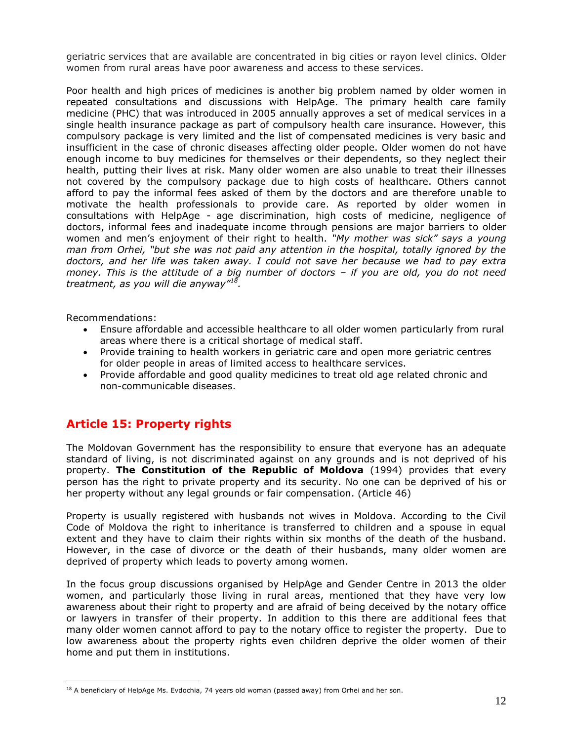geriatric services that are available are concentrated in big cities or rayon level clinics. Older women from rural areas have poor awareness and access to these services.

Poor health and high prices of medicines is another big problem named by older women in repeated consultations and discussions with HelpAge. The primary health care family medicine (PHC) that was introduced in 2005 annually approves a set of medical services in a single health insurance package as part of compulsory health care insurance. However, this compulsory package is very limited and the list of compensated medicines is very basic and insufficient in the case of chronic diseases affecting older people. Older women do not have enough income to buy medicines for themselves or their dependents, so they neglect their health, putting their lives at risk. Many older women are also unable to treat their illnesses not covered by the compulsory package due to high costs of healthcare. Others cannot afford to pay the informal fees asked of them by the doctors and are therefore unable to motivate the health professionals to provide care. As reported by older women in consultations with HelpAge - age discrimination, high costs of medicine, negligence of doctors, informal fees and inadequate income through pensions are major barriers to older women and men's enjoyment of their right to health. *"My mother was sick" says a young man from Orhei, "but she was not paid any attention in the hospital, totally ignored by the doctors, and her life was taken away. I could not save her because we had to pay extra money. This is the attitude of a big number of doctors – if you are old, you do not need treatment, as you will die anyway"*[18].

Recommendations:

- Ensure affordable and accessible healthcare to all older women particularly from rural areas where there is a critical shortage of medical staff.
- Provide training to health workers in geriatric care and open more geriatric centres for older people in areas of limited access to healthcare services.
- Provide affordable and good quality medicines to treat old age related chronic and non-communicable diseases.

## Article 15: Property rights

The Moldovan Government has the responsibility to ensure that everyone has an adequate standard of living, is not discriminated against on any grounds and is not deprived of his property. **The Constitution of the Republic of Moldova** (1994) provides that every person has the right to private property and its security. No one can be deprived of his or her property without any legal grounds or fair compensation. (Article 46)

Property is usually registered with husbands not wives in Moldova. According to the Civil Code of Moldova the right to inheritance is transferred to children and a spouse in equal extent and they have to claim their rights within six months of the death of the husband. However, in the case of divorce or the death of their husbands, many older women are deprived of property which leads to poverty among women.

In the focus group discussions organised by HelpAge and Gender Centre in 2013 the older women, and particularly those living in rural areas, mentioned that they have very low awareness about their right to property and are afraid of being deceived by the notary office or lawyers in transfer of their property. In addition to this there are additional fees that many older women cannot afford to pay to the notary office to register the property. Due to low awareness about the property rights even children deprive the older women of their home and put them in institutions.

[18] A beneficiary of HelpAge Ms. Evdochia, 74 years old woman (passed away) from Orhei and her son.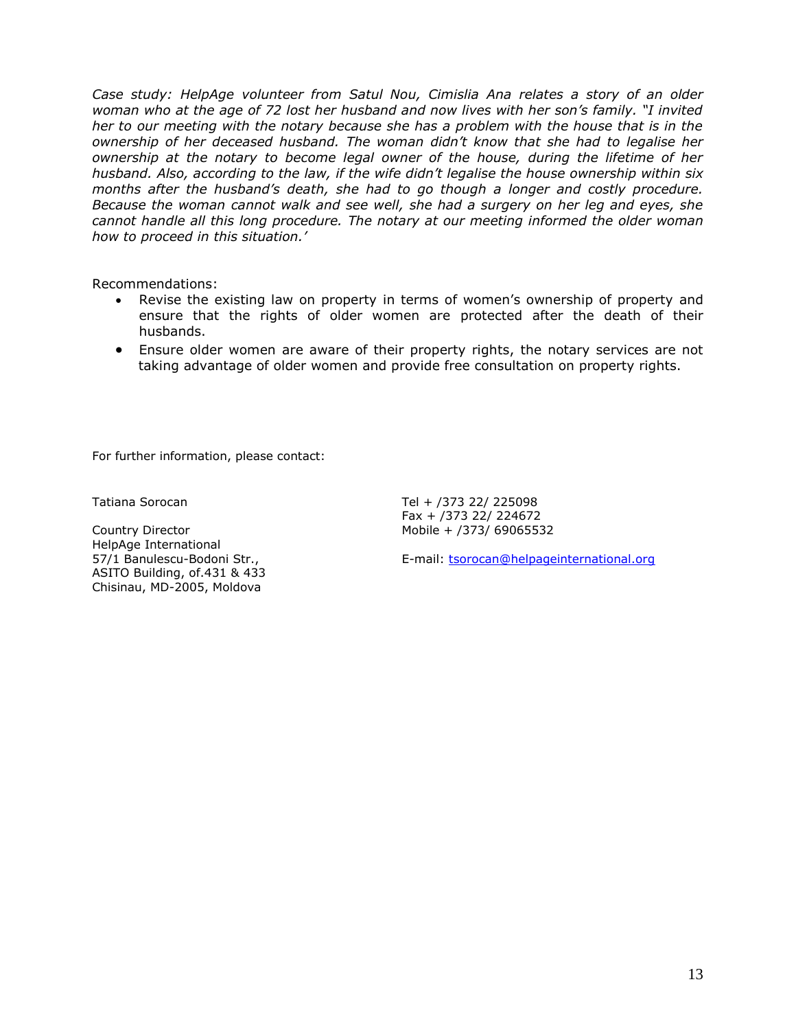*Case study: HelpAge volunteer from Satul Nou, Cimislia Ana relates a story of an older woman who at the age of 72 lost her husband and now lives with her son's family. "I invited her to our meeting with the notary because she has a problem with the house that is in the ownership of her deceased husband. The woman didn't know that she had to legalise her ownership at the notary to become legal owner of the house, during the lifetime of her husband. Also, according to the law, if the wife didn't legalise the house ownership within six months after the husband's death, she had to go though a longer and costly procedure. Because the woman cannot walk and see well, she had a surgery on her leg and eyes, she cannot handle all this long procedure. The notary at our meeting informed the older woman how to proceed in this situation.'*

Recommendations:

- Revise the existing law on property in terms of women's ownership of property and ensure that the rights of older women are protected after the death of their husbands.
- Ensure older women are aware of their property rights, the notary services are not taking advantage of older women and provide free consultation on property rights.

For further information, please contact:

Tatiana Sorocan

Country Director
HelpAge International
57/1 Banulescu-Bodoni Str.,
ASITO Building, of.431 & 433
Chisinau, MD-2005, Moldova

Tel + /373 22/ 225098
Fax + /373 22/ 224672
Mobile + /373/ 69065532

E-mail: tsorocan@helpageinternational.org